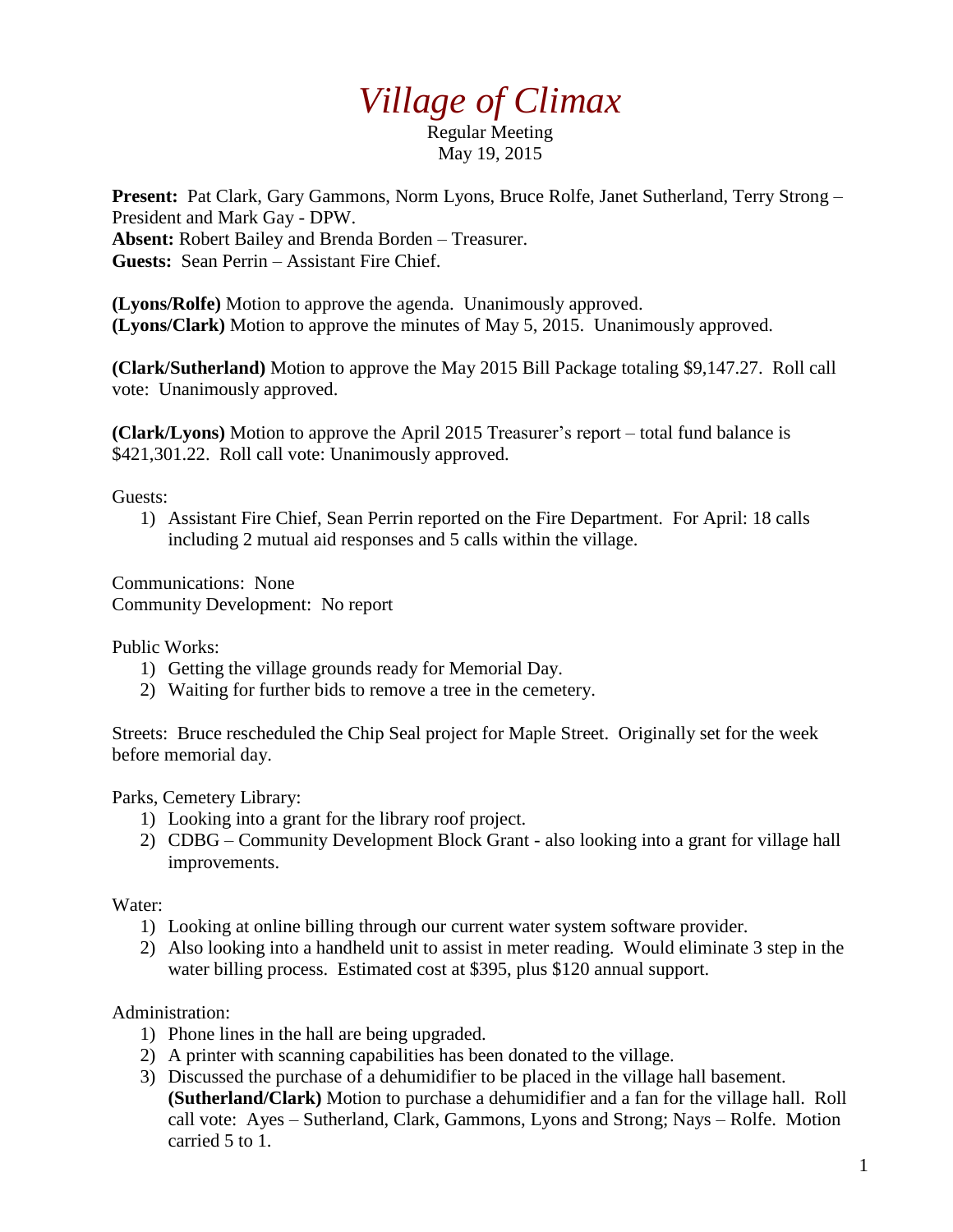# *Village of Climax*

Regular Meeting
May 19, 2015

**Present:** Pat Clark, Gary Gammons, Norm Lyons, Bruce Rolfe, Janet Sutherland, Terry Strong – President and Mark Gay - DPW.
**Absent:** Robert Bailey and Brenda Borden – Treasurer.
**Guests:** Sean Perrin – Assistant Fire Chief.

**(Lyons/Rolfe)** Motion to approve the agenda. Unanimously approved.
**(Lyons/Clark)** Motion to approve the minutes of May 5, 2015. Unanimously approved.

**(Clark/Sutherland)** Motion to approve the May 2015 Bill Package totaling $9,147.27. Roll call vote: Unanimously approved.

**(Clark/Lyons)** Motion to approve the April 2015 Treasurer's report – total fund balance is $421,301.22. Roll call vote: Unanimously approved.

Guests:

1) Assistant Fire Chief, Sean Perrin reported on the Fire Department. For April: 18 calls including 2 mutual aid responses and 5 calls within the village.

Communications: None
Community Development: No report

Public Works:

1) Getting the village grounds ready for Memorial Day.
2) Waiting for further bids to remove a tree in the cemetery.

Streets: Bruce rescheduled the Chip Seal project for Maple Street. Originally set for the week before memorial day.

Parks, Cemetery Library:

1) Looking into a grant for the library roof project.
2) CDBG – Community Development Block Grant - also looking into a grant for village hall improvements.

Water:

1) Looking at online billing through our current water system software provider.
2) Also looking into a handheld unit to assist in meter reading. Would eliminate 3 step in the water billing process. Estimated cost at $395, plus $120 annual support.

Administration:

1) Phone lines in the hall are being upgraded.
2) A printer with scanning capabilities has been donated to the village.
3) Discussed the purchase of a dehumidifier to be placed in the village hall basement. **(Sutherland/Clark)** Motion to purchase a dehumidifier and a fan for the village hall. Roll call vote: Ayes – Sutherland, Clark, Gammons, Lyons and Strong; Nays – Rolfe. Motion carried 5 to 1.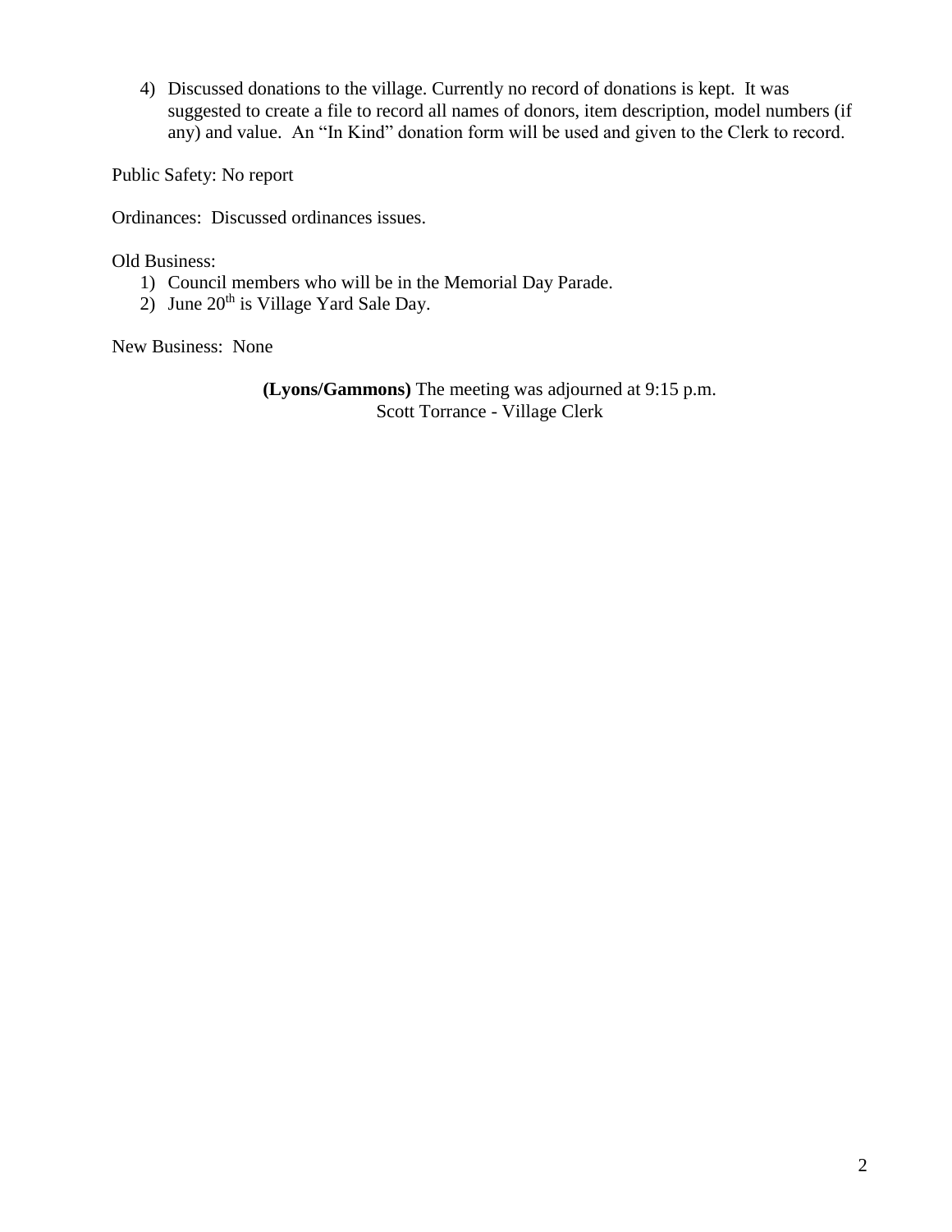4) Discussed donations to the village. Currently no record of donations is kept. It was suggested to create a file to record all names of donors, item description, model numbers (if any) and value. An "In Kind" donation form will be used and given to the Clerk to record.

Public Safety: No report

Ordinances: Discussed ordinances issues.

Old Business:

1) Council members who will be in the Memorial Day Parade.
2) June 20th is Village Yard Sale Day.

New Business: None

**(Lyons/Gammons)** The meeting was adjourned at 9:15 p.m.
Scott Torrance - Village Clerk